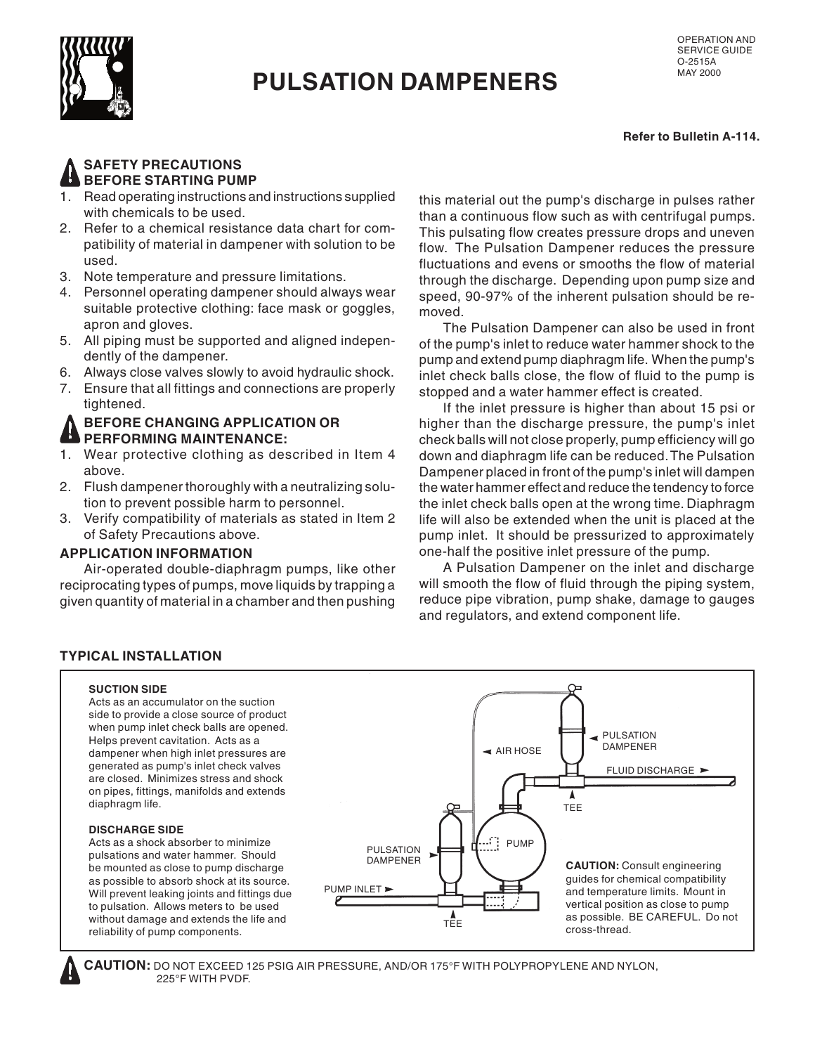OPERATION AND SERVICE GUIDE
O-2515A
MAY 2000

# PULSATION DAMPENERS

**Refer to Bulletin A-114.**

## SAFETY PRECAUTIONS BEFORE STARTING PUMP

1. Read operating instructions and instructions supplied with chemicals to be used.
2. Refer to a chemical resistance data chart for compatibility of material in dampener with solution to be used.
3. Note temperature and pressure limitations.
4. Personnel operating dampener should always wear suitable protective clothing: face mask or goggles, apron and gloves.
5. All piping must be supported and aligned independently of the dampener.
6. Always close valves slowly to avoid hydraulic shock.
7. Ensure that all fittings and connections are properly tightened.

## BEFORE CHANGING APPLICATION OR PERFORMING MAINTENANCE:

1. Wear protective clothing as described in Item 4 above.
2. Flush dampener thoroughly with a neutralizing solution to prevent possible harm to personnel.
3. Verify compatibility of materials as stated in Item 2 of Safety Precautions above.

## APPLICATION INFORMATION

Air-operated double-diaphragm pumps, like other reciprocating types of pumps, move liquids by trapping a given quantity of material in a chamber and then pushing this material out the pump's discharge in pulses rather than a continuous flow such as with centrifugal pumps. This pulsating flow creates pressure drops and uneven flow. The Pulsation Dampener reduces the pressure fluctuations and evens or smooths the flow of material through the discharge. Depending upon pump size and speed, 90-97% of the inherent pulsation should be removed.

The Pulsation Dampener can also be used in front of the pump's inlet to reduce water hammer shock to the pump and extend pump diaphragm life. When the pump's inlet check balls close, the flow of fluid to the pump is stopped and a water hammer effect is created.

If the inlet pressure is higher than about 15 psi or higher than the discharge pressure, the pump's inlet check balls will not close properly, pump efficiency will go down and diaphragm life can be reduced. The Pulsation Dampener placed in front of the pump's inlet will dampen the water hammer effect and reduce the tendency to force the inlet check balls open at the wrong time. Diaphragm life will also be extended when the unit is placed at the pump inlet. It should be pressurized to approximately one-half the positive inlet pressure of the pump.

A Pulsation Dampener on the inlet and discharge will smooth the flow of fluid through the piping system, reduce pipe vibration, pump shake, damage to gauges and regulators, and extend component life.

## TYPICAL INSTALLATION

**SUCTION SIDE**
Acts as an accumulator on the suction side to provide a close source of product when pump inlet check balls are opened. Helps prevent cavitation. Acts as a dampener when high inlet pressures are generated as pump's inlet check valves are closed. Minimizes stress and shock on pipes, fittings, manifolds and extends diaphragm life.

**DISCHARGE SIDE**
Acts as a shock absorber to minimize pulsations and water hammer. Should be mounted as close to pump discharge as possible to absorb shock at its source. Will prevent leaking joints and fittings due to pulsation. Allows meters to be used without damage and extends the life and reliability of pump components.

PULSATION DAMPENER
AIR HOSE
FLUID DISCHARGE
TEE
PUMP
PULSATION DAMPENER
PUMP INLET
TEE

**CAUTION:** Consult engineering guides for chemical compatibility and temperature limits. Mount in vertical position as close to pump as possible. BE CAREFUL. Do not cross-thread.

**CAUTION:** DO NOT EXCEED 125 PSIG AIR PRESSURE, AND/OR 175°F WITH POLYPROPYLENE AND NYLON, 225°F WITH PVDF.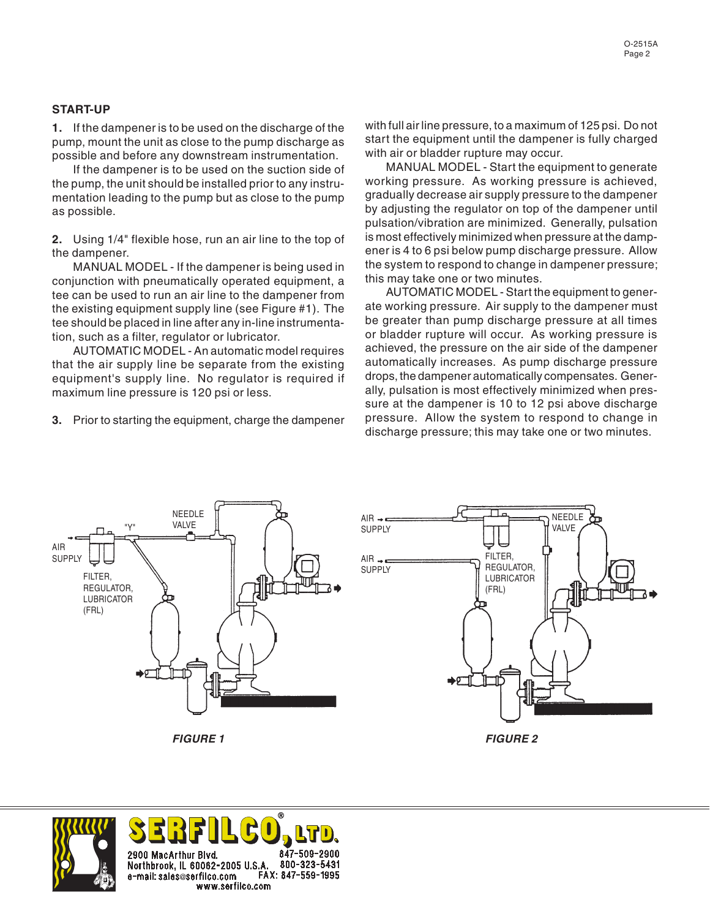## START-UP

**1.** If the dampener is to be used on the discharge of the pump, mount the unit as close to the pump discharge as possible and before any downstream instrumentation.

If the dampener is to be used on the suction side of the pump, the unit should be installed prior to any instrumentation leading to the pump but as close to the pump as possible.

**2.** Using 1/4" flexible hose, run an air line to the top of the dampener.

MANUAL MODEL - If the dampener is being used in conjunction with pneumatically operated equipment, a tee can be used to run an air line to the dampener from the existing equipment supply line (see Figure #1). The tee should be placed in line after any in-line instrumentation, such as a filter, regulator or lubricator.

AUTOMATIC MODEL - An automatic model requires that the air supply line be separate from the existing equipment's supply line. No regulator is required if maximum line pressure is 120 psi or less.

**3.** Prior to starting the equipment, charge the dampener with full air line pressure, to a maximum of 125 psi. Do not start the equipment until the dampener is fully charged with air or bladder rupture may occur.

MANUAL MODEL - Start the equipment to generate working pressure. As working pressure is achieved, gradually decrease air supply pressure to the dampener by adjusting the regulator on top of the dampener until pulsation/vibration are minimized. Generally, pulsation is most effectively minimized when pressure at the dampener is 4 to 6 psi below pump discharge pressure. Allow the system to respond to change in dampener pressure; this may take one or two minutes.

AUTOMATIC MODEL - Start the equipment to generate working pressure. Air supply to the dampener must be greater than pump discharge pressure at all times or bladder rupture will occur. As working pressure is achieved, the pressure on the air side of the dampener automatically increases. As pump discharge pressure drops, the dampener automatically compensates. Generally, pulsation is most effectively minimized when pressure at the dampener is 10 to 12 psi above discharge pressure. Allow the system to respond to change in discharge pressure; this may take one or two minutes.

NEEDLE VALVE
"Y"
AIR SUPPLY
FILTER, REGULATOR, LUBRICATOR (FRL)

*FIGURE 1*

AIR SUPPLY
NEEDLE VALVE
AIR SUPPLY
FILTER, REGULATOR, LUBRICATOR (FRL)

*FIGURE 2*

SERFILCO®, LTD.
2900 MacArthur Blvd.
Northbrook, IL 60062-2005 U.S.A.
e-mail: sales@serfilco.com
847-509-2900
800-323-5431
FAX: 847-559-1995
www.serfilco.com